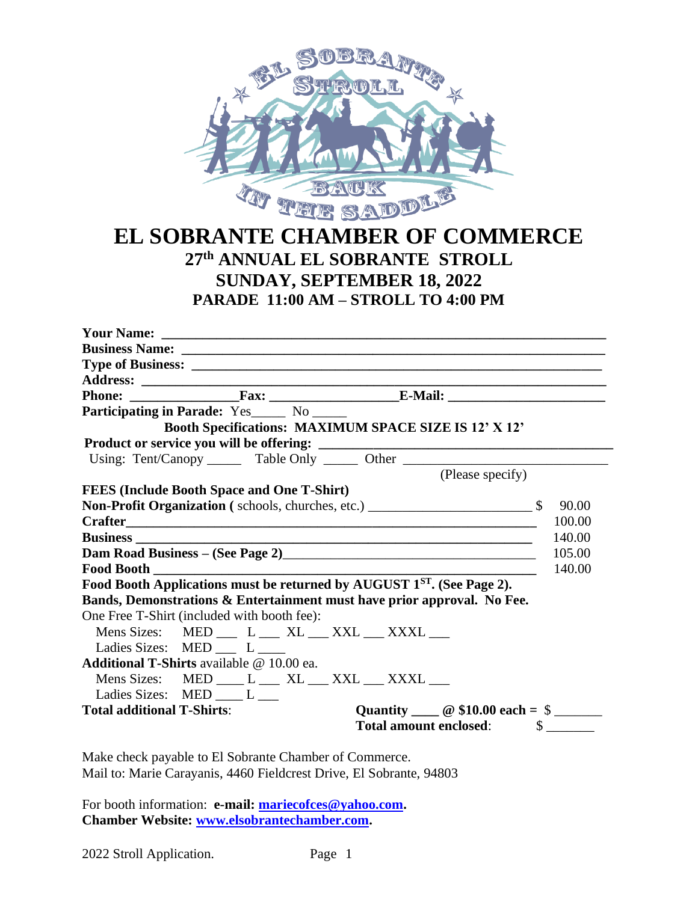# EL SOBRANTE CHAMBER OF COMMERCE

## 27th ANNUAL EL SOBRANTE STROLL

## SUNDAY, SEPTEMBER 18, 2022

### PARADE 11:00 AM – STROLL TO 4:00 PM

**Your Name:** ____________________________________________

**Business Name:** ____________________________________________

**Type of Business:** ____________________________________________

**Address:** ____________________________________________

**Phone:** ______________**Fax:** ________________**E-Mail:** ____________________

**Participating in Parade:** Yes_____ No _____

**Booth Specifications: MAXIMUM SPACE SIZE IS 12' X 12'**

**Product or service you will be offering:** ________________________________

Using: Tent/Canopy _____ Table Only _____ Other ______________________

(Please specify)

**FEES (Include Booth Space and One T-Shirt)**

| | |
|---|---|
| **Non-Profit Organization (** schools, churches, etc.) | $ 90.00 |
| **Crafter** | 100.00 |
| **Business** | 140.00 |
| **Dam Road Business – (See Page 2)** | 105.00 |
| **Food Booth** | 140.00 |

**Food Booth Applications must be returned by AUGUST 1ST. (See Page 2).**

**Bands, Demonstrations & Entertainment must have prior approval. No Fee.**

One Free T-Shirt (included with booth fee):

Mens Sizes: MED ___ L ___ XL ___ XXL ___ XXXL ___

Ladies Sizes: MED ___ L ____

**Additional T-Shirts** available @ 10.00 ea.

Mens Sizes: MED ____ L ___ XL ___ XXL ___ XXXL ___

Ladies Sizes: MED ____ L ___

**Total additional T-Shirts**: **Quantity ____ @ $10.00 each =** $ _______

**Total amount enclosed**: $ _______

Make check payable to El Sobrante Chamber of Commerce.
Mail to: Marie Carayanis, 4460 Fieldcrest Drive, El Sobrante, 94803

For booth information: **e-mail: mariecofces@yahoo.com.**
**Chamber Website: www.elsobrantechamber.com.**

2022 Stroll Application.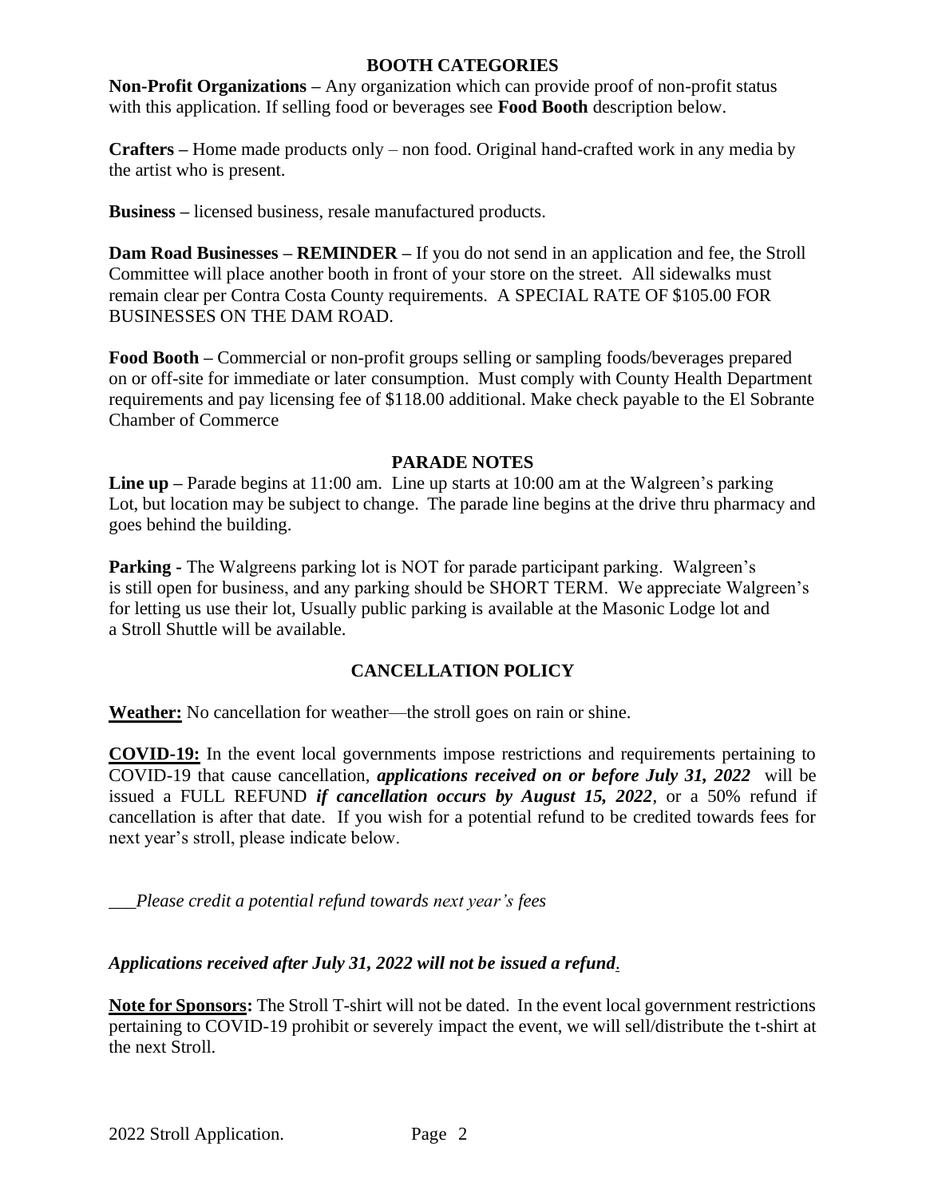## BOOTH CATEGORIES

**Non-Profit Organizations –** Any organization which can provide proof of non-profit status with this application. If selling food or beverages see **Food Booth** description below.

**Crafters –** Home made products only – non food. Original hand-crafted work in any media by the artist who is present.

**Business –** licensed business, resale manufactured products.

**Dam Road Businesses – REMINDER –** If you do not send in an application and fee, the Stroll Committee will place another booth in front of your store on the street. All sidewalks must remain clear per Contra Costa County requirements. A SPECIAL RATE OF $105.00 FOR BUSINESSES ON THE DAM ROAD.

**Food Booth –** Commercial or non-profit groups selling or sampling foods/beverages prepared on or off-site for immediate or later consumption. Must comply with County Health Department requirements and pay licensing fee of $118.00 additional. Make check payable to the El Sobrante Chamber of Commerce

## PARADE NOTES

**Line up –** Parade begins at 11:00 am. Line up starts at 10:00 am at the Walgreen's parking Lot, but location may be subject to change. The parade line begins at the drive thru pharmacy and goes behind the building.

**Parking -** The Walgreens parking lot is NOT for parade participant parking. Walgreen's is still open for business, and any parking should be SHORT TERM. We appreciate Walgreen's for letting us use their lot, Usually public parking is available at the Masonic Lodge lot and a Stroll Shuttle will be available.

## CANCELLATION POLICY

**Weather:** No cancellation for weather—the stroll goes on rain or shine.

**COVID-19:** In the event local governments impose restrictions and requirements pertaining to COVID-19 that cause cancellation, ***applications received on or before July 31, 2022*** will be issued a FULL REFUND ***if cancellation occurs by August 15, 2022***, or a 50% refund if cancellation is after that date. If you wish for a potential refund to be credited towards fees for next year's stroll, please indicate below.

___*Please credit a potential refund towards next year's fees*

***Applications received after July 31, 2022 will not be issued a refund.***

**Note for Sponsors:** The Stroll T-shirt will not be dated. In the event local government restrictions pertaining to COVID-19 prohibit or severely impact the event, we will sell/distribute the t-shirt at the next Stroll.

2022 Stroll Application.